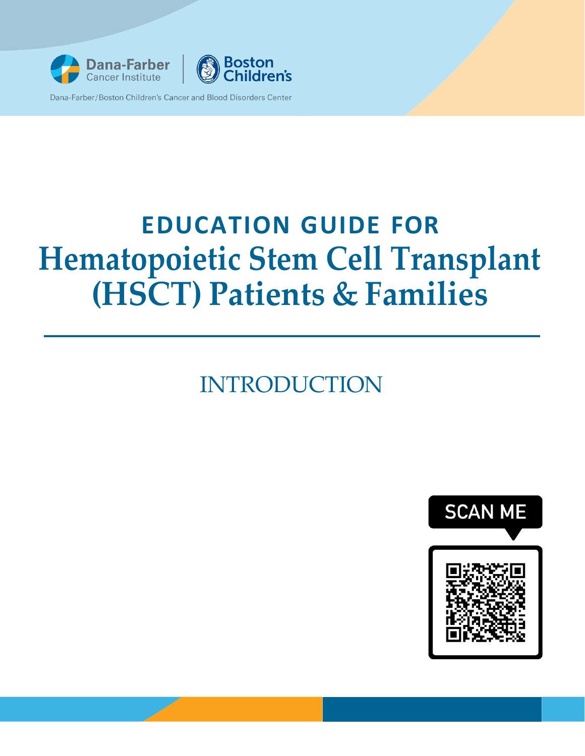Dana-Farber Cancer Institute | Boston Children's

Dana-Farber/Boston Children's Cancer and Blood Disorders Center

# EDUCATION GUIDE FOR Hematopoietic Stem Cell Transplant (HSCT) Patients & Families

## INTRODUCTION

SCAN ME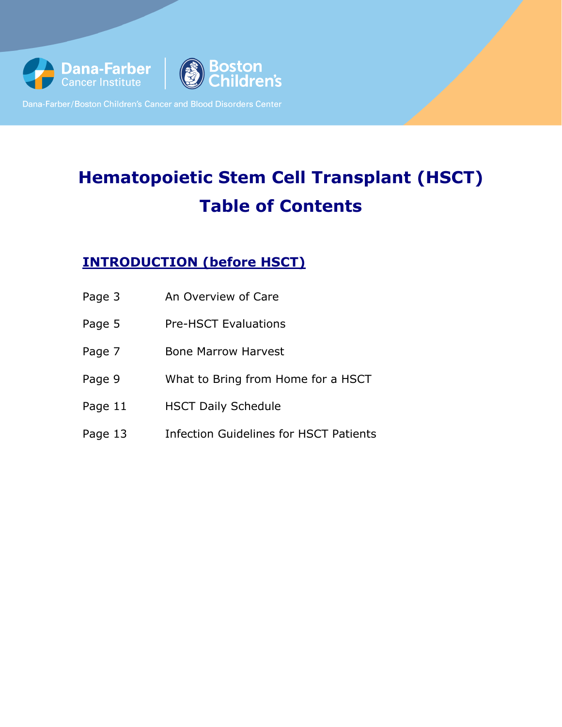Dana-Farber Cancer Institute | Boston Children's

Dana-Farber/Boston Children's Cancer and Blood Disorders Center

# Hematopoietic Stem Cell Transplant (HSCT)
# Table of Contents

## INTRODUCTION (before HSCT)

| | |
|---|---|
| Page 3 | An Overview of Care |
| Page 5 | Pre-HSCT Evaluations |
| Page 7 | Bone Marrow Harvest |
| Page 9 | What to Bring from Home for a HSCT |
| Page 11 | HSCT Daily Schedule |
| Page 13 | Infection Guidelines for HSCT Patients |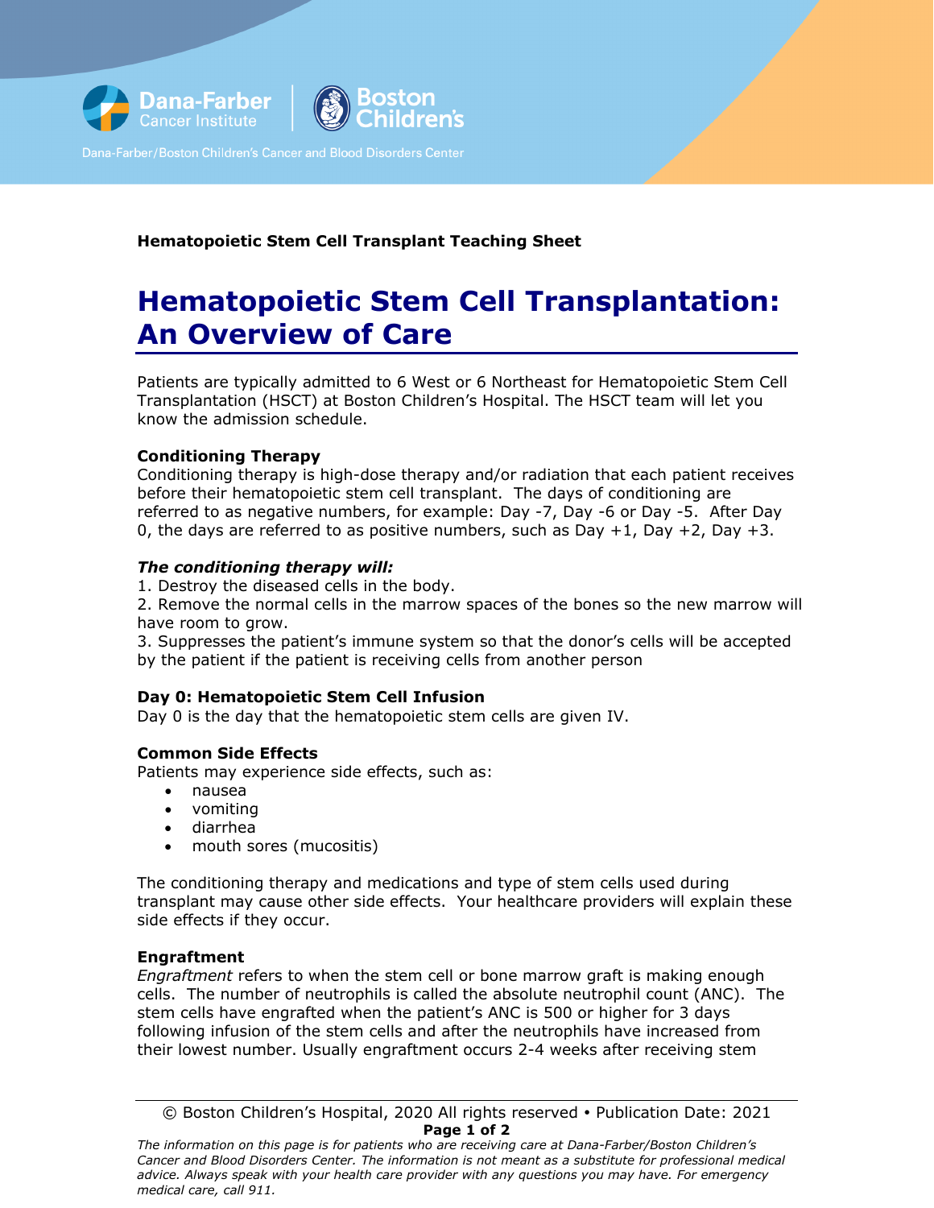**Hematopoietic Stem Cell Transplant Teaching Sheet**

# Hematopoietic Stem Cell Transplantation: An Overview of Care

Patients are typically admitted to 6 West or 6 Northeast for Hematopoietic Stem Cell Transplantation (HSCT) at Boston Children's Hospital. The HSCT team will let you know the admission schedule.

### Conditioning Therapy

Conditioning therapy is high-dose therapy and/or radiation that each patient receives before their hematopoietic stem cell transplant. The days of conditioning are referred to as negative numbers, for example: Day -7, Day -6 or Day -5. After Day 0, the days are referred to as positive numbers, such as Day +1, Day +2, Day +3.

***The conditioning therapy will:***

1. Destroy the diseased cells in the body.
2. Remove the normal cells in the marrow spaces of the bones so the new marrow will have room to grow.
3. Suppresses the patient's immune system so that the donor's cells will be accepted by the patient if the patient is receiving cells from another person

### Day 0: Hematopoietic Stem Cell Infusion

Day 0 is the day that the hematopoietic stem cells are given IV.

### Common Side Effects

Patients may experience side effects, such as:

- nausea
- vomiting
- diarrhea
- mouth sores (mucositis)

The conditioning therapy and medications and type of stem cells used during transplant may cause other side effects. Your healthcare providers will explain these side effects if they occur.

### Engraftment

*Engraftment* refers to when the stem cell or bone marrow graft is making enough cells. The number of neutrophils is called the absolute neutrophil count (ANC). The stem cells have engrafted when the patient's ANC is 500 or higher for 3 days following infusion of the stem cells and after the neutrophils have increased from their lowest number. Usually engraftment occurs 2-4 weeks after receiving stem

*The information on this page is for patients who are receiving care at Dana-Farber/Boston Children's Cancer and Blood Disorders Center. The information is not meant as a substitute for professional medical advice. Always speak with your health care provider with any questions you may have. For emergency medical care, call 911.*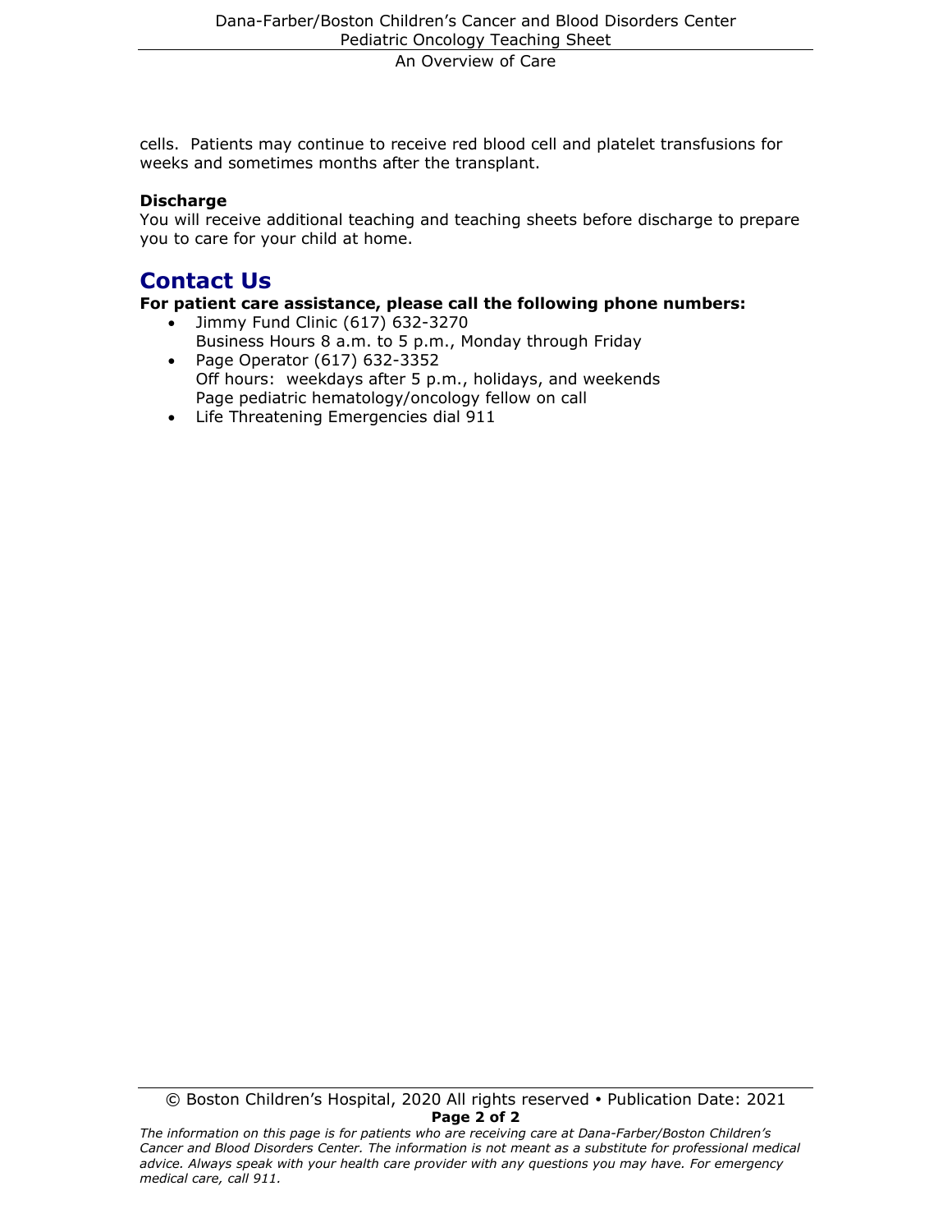cells. Patients may continue to receive red blood cell and platelet transfusions for weeks and sometimes months after the transplant.

**Discharge**

You will receive additional teaching and teaching sheets before discharge to prepare you to care for your child at home.

## Contact Us

**For patient care assistance, please call the following phone numbers:**

- Jimmy Fund Clinic (617) 632-3270
  Business Hours 8 a.m. to 5 p.m., Monday through Friday
- Page Operator (617) 632-3352
  Off hours: weekdays after 5 p.m., holidays, and weekends
  Page pediatric hematology/oncology fellow on call
- Life Threatening Emergencies dial 911

© Boston Children's Hospital, 2020 All rights reserved • Publication Date: 2021

*The information on this page is for patients who are receiving care at Dana-Farber/Boston Children's Cancer and Blood Disorders Center. The information is not meant as a substitute for professional medical advice. Always speak with your health care provider with any questions you may have. For emergency medical care, call 911.*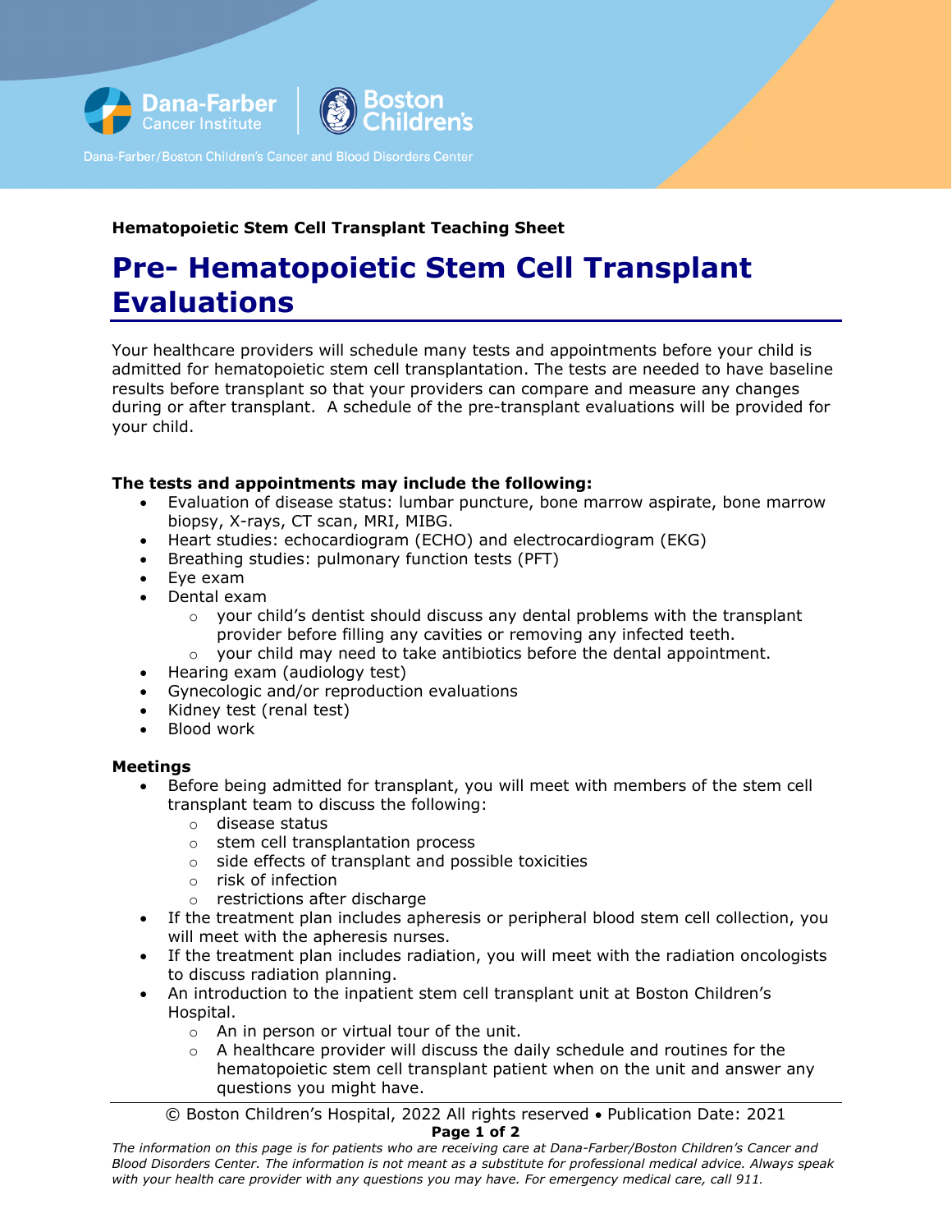Dana-Farber/Boston Children's Cancer and Blood Disorders Center

**Hematopoietic Stem Cell Transplant Teaching Sheet**

# Pre- Hematopoietic Stem Cell Transplant Evaluations

Your healthcare providers will schedule many tests and appointments before your child is admitted for hematopoietic stem cell transplantation. The tests are needed to have baseline results before transplant so that your providers can compare and measure any changes during or after transplant. A schedule of the pre-transplant evaluations will be provided for your child.

**The tests and appointments may include the following:**

- Evaluation of disease status: lumbar puncture, bone marrow aspirate, bone marrow biopsy, X-rays, CT scan, MRI, MIBG.
- Heart studies: echocardiogram (ECHO) and electrocardiogram (EKG)
- Breathing studies: pulmonary function tests (PFT)
- Eye exam
- Dental exam
  - your child's dentist should discuss any dental problems with the transplant provider before filling any cavities or removing any infected teeth.
  - your child may need to take antibiotics before the dental appointment.
- Hearing exam (audiology test)
- Gynecologic and/or reproduction evaluations
- Kidney test (renal test)
- Blood work

**Meetings**

- Before being admitted for transplant, you will meet with members of the stem cell transplant team to discuss the following:
  - disease status
  - stem cell transplantation process
  - side effects of transplant and possible toxicities
  - risk of infection
  - restrictions after discharge
- If the treatment plan includes apheresis or peripheral blood stem cell collection, you will meet with the apheresis nurses.
- If the treatment plan includes radiation, you will meet with the radiation oncologists to discuss radiation planning.
- An introduction to the inpatient stem cell transplant unit at Boston Children's Hospital.
  - An in person or virtual tour of the unit.
  - A healthcare provider will discuss the daily schedule and routines for the hematopoietic stem cell transplant patient when on the unit and answer any questions you might have.

© Boston Children's Hospital, 2022 All rights reserved • Publication Date: 2021

*The information on this page is for patients who are receiving care at Dana-Farber/Boston Children's Cancer and Blood Disorders Center. The information is not meant as a substitute for professional medical advice. Always speak with your health care provider with any questions you may have. For emergency medical care, call 911.*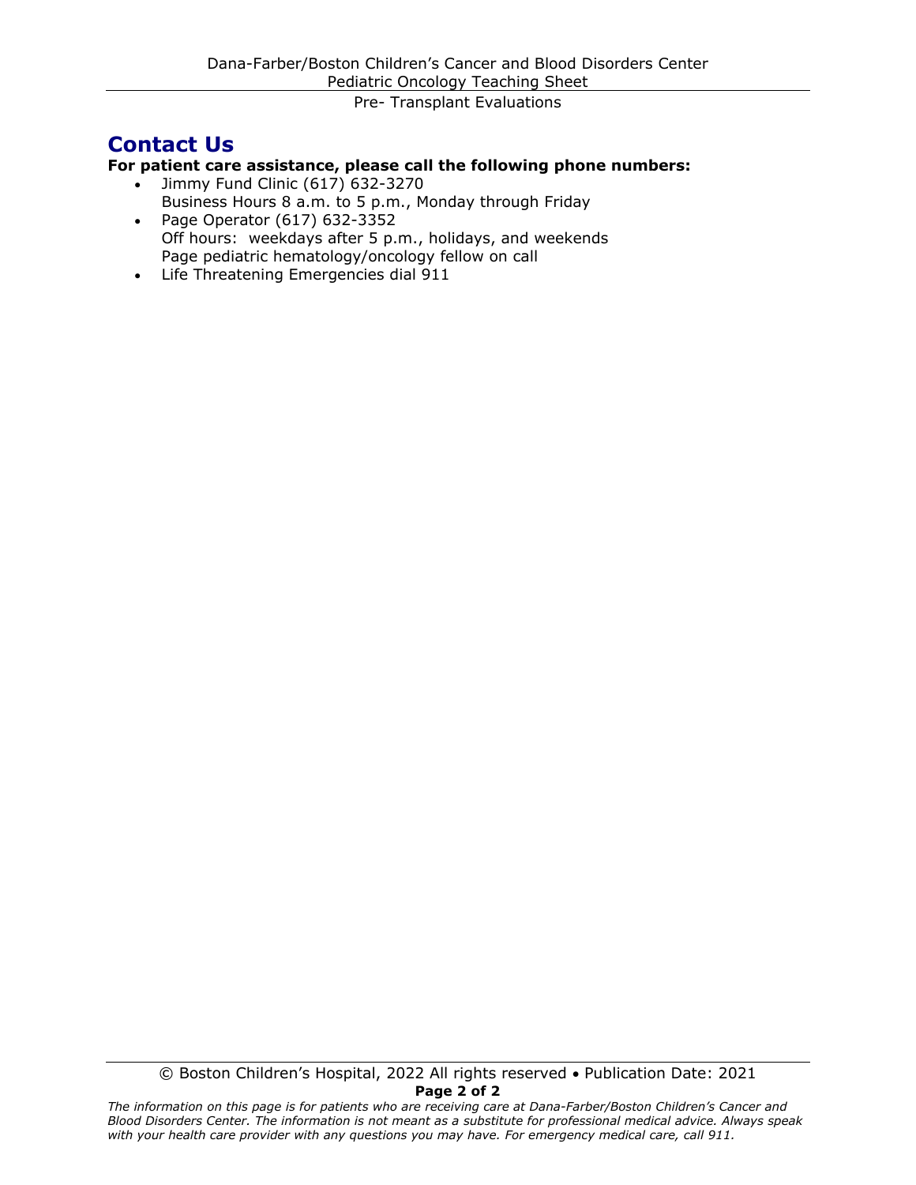## Contact Us

**For patient care assistance, please call the following phone numbers:**

- Jimmy Fund Clinic (617) 632-3270
  Business Hours 8 a.m. to 5 p.m., Monday through Friday
- Page Operator (617) 632-3352
  Off hours: weekdays after 5 p.m., holidays, and weekends
  Page pediatric hematology/oncology fellow on call
- Life Threatening Emergencies dial 911

© Boston Children's Hospital, 2022 All rights reserved • Publication Date: 2021

*The information on this page is for patients who are receiving care at Dana-Farber/Boston Children's Cancer and Blood Disorders Center. The information is not meant as a substitute for professional medical advice. Always speak with your health care provider with any questions you may have. For emergency medical care, call 911.*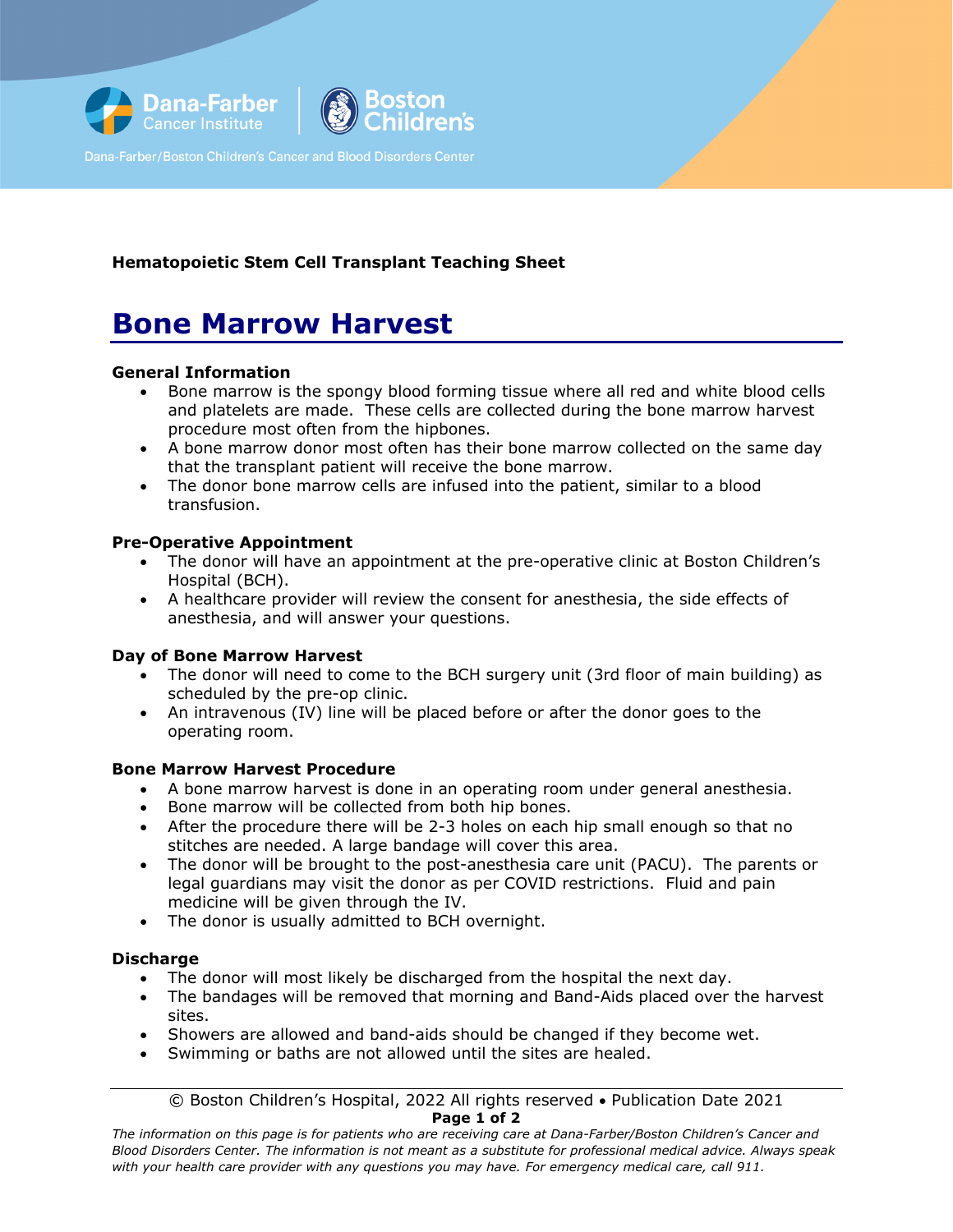Dana-Farber Cancer Institute | Boston Children's

Dana-Farber/Boston Children's Cancer and Blood Disorders Center

**Hematopoietic Stem Cell Transplant Teaching Sheet**

# Bone Marrow Harvest

**General Information**

- Bone marrow is the spongy blood forming tissue where all red and white blood cells and platelets are made. These cells are collected during the bone marrow harvest procedure most often from the hipbones.
- A bone marrow donor most often has their bone marrow collected on the same day that the transplant patient will receive the bone marrow.
- The donor bone marrow cells are infused into the patient, similar to a blood transfusion.

**Pre-Operative Appointment**

- The donor will have an appointment at the pre-operative clinic at Boston Children's Hospital (BCH).
- A healthcare provider will review the consent for anesthesia, the side effects of anesthesia, and will answer your questions.

**Day of Bone Marrow Harvest**

- The donor will need to come to the BCH surgery unit (3rd floor of main building) as scheduled by the pre-op clinic.
- An intravenous (IV) line will be placed before or after the donor goes to the operating room.

**Bone Marrow Harvest Procedure**

- A bone marrow harvest is done in an operating room under general anesthesia.
- Bone marrow will be collected from both hip bones.
- After the procedure there will be 2-3 holes on each hip small enough so that no stitches are needed. A large bandage will cover this area.
- The donor will be brought to the post-anesthesia care unit (PACU). The parents or legal guardians may visit the donor as per COVID restrictions. Fluid and pain medicine will be given through the IV.
- The donor is usually admitted to BCH overnight.

**Discharge**

- The donor will most likely be discharged from the hospital the next day.
- The bandages will be removed that morning and Band-Aids placed over the harvest sites.
- Showers are allowed and band-aids should be changed if they become wet.
- Swimming or baths are not allowed until the sites are healed.

© Boston Children's Hospital, 2022 All rights reserved • Publication Date 2021

*The information on this page is for patients who are receiving care at Dana-Farber/Boston Children's Cancer and Blood Disorders Center. The information is not meant as a substitute for professional medical advice. Always speak with your health care provider with any questions you may have. For emergency medical care, call 911.*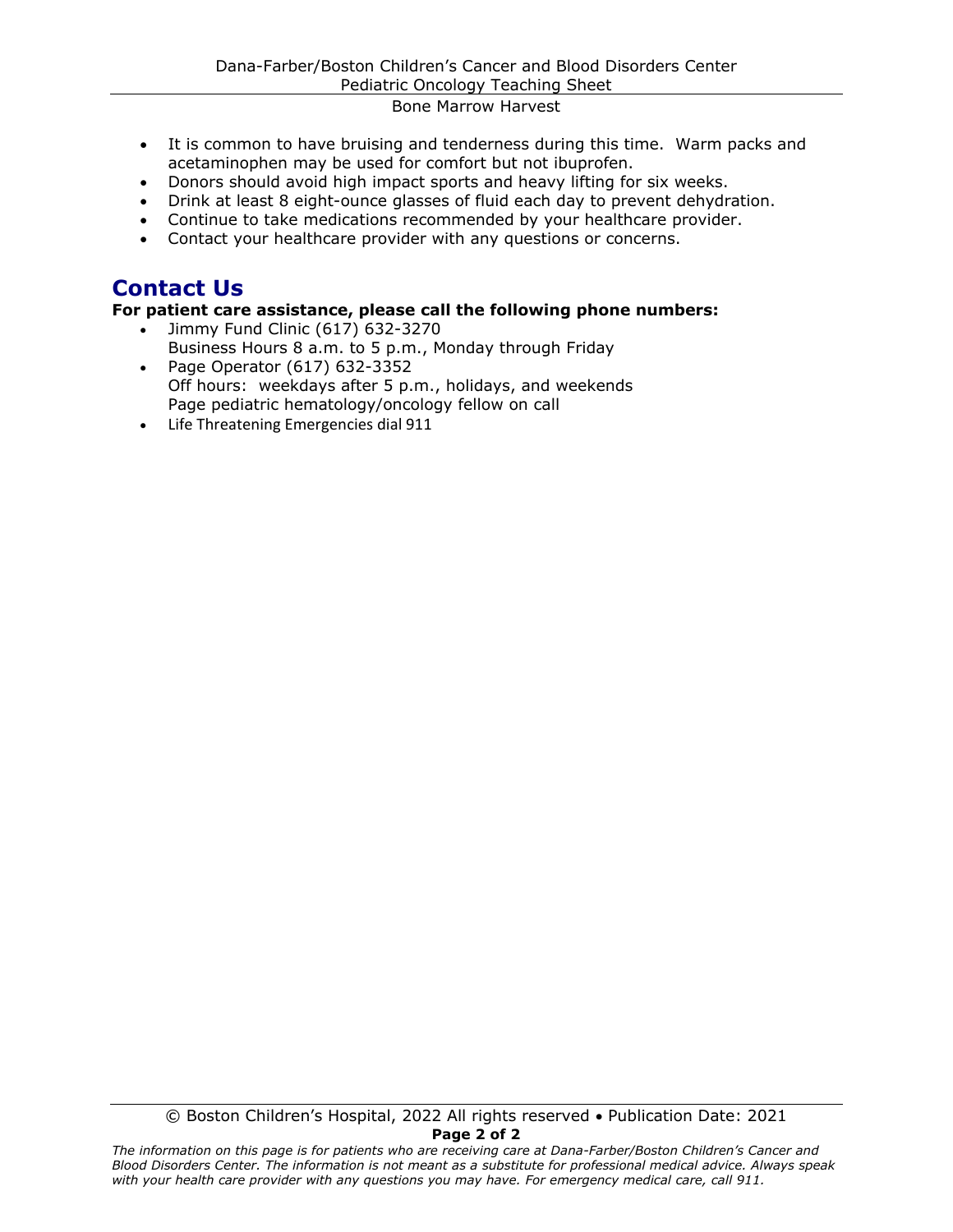- It is common to have bruising and tenderness during this time. Warm packs and acetaminophen may be used for comfort but not ibuprofen.
- Donors should avoid high impact sports and heavy lifting for six weeks.
- Drink at least 8 eight-ounce glasses of fluid each day to prevent dehydration.
- Continue to take medications recommended by your healthcare provider.
- Contact your healthcare provider with any questions or concerns.

## Contact Us

**For patient care assistance, please call the following phone numbers:**

- Jimmy Fund Clinic (617) 632-3270
  Business Hours 8 a.m. to 5 p.m., Monday through Friday
- Page Operator (617) 632-3352
  Off hours: weekdays after 5 p.m., holidays, and weekends
  Page pediatric hematology/oncology fellow on call
- Life Threatening Emergencies dial 911

© Boston Children's Hospital, 2022 All rights reserved • Publication Date: 2021

*The information on this page is for patients who are receiving care at Dana-Farber/Boston Children's Cancer and Blood Disorders Center. The information is not meant as a substitute for professional medical advice. Always speak with your health care provider with any questions you may have. For emergency medical care, call 911.*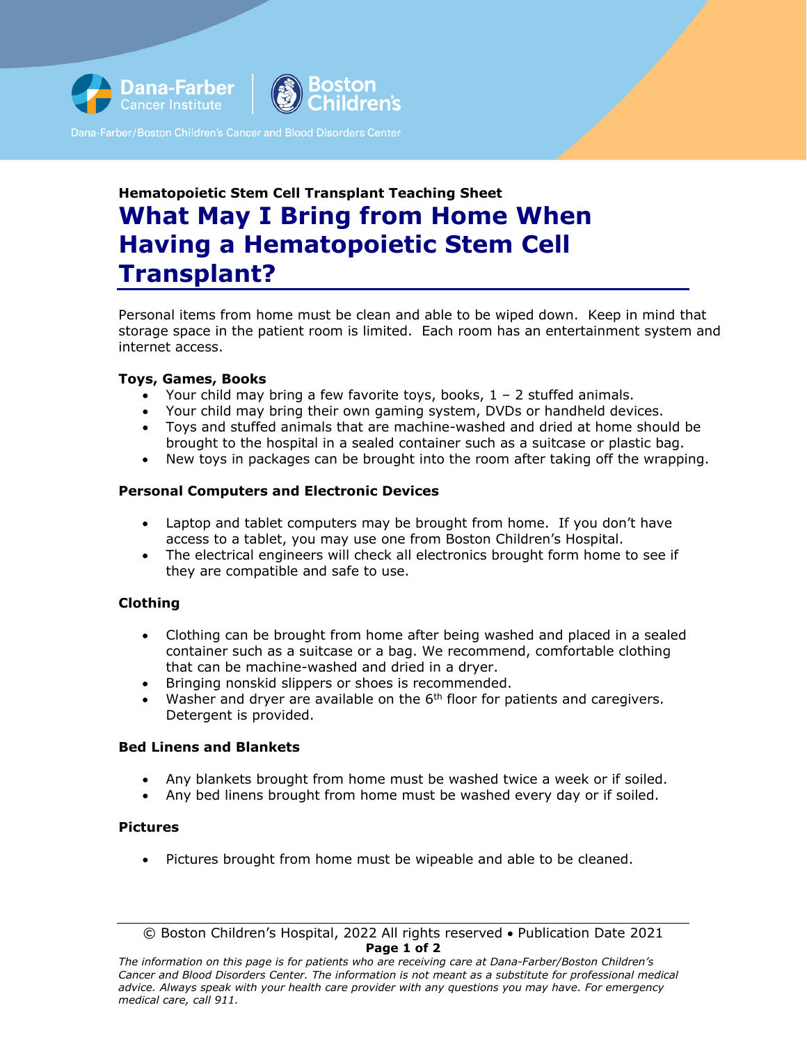Dana-Farber Cancer Institute | Boston Children's

Dana-Farber/Boston Children's Cancer and Blood Disorders Center

**Hematopoietic Stem Cell Transplant Teaching Sheet**

# What May I Bring from Home When Having a Hematopoietic Stem Cell Transplant?

Personal items from home must be clean and able to be wiped down. Keep in mind that storage space in the patient room is limited. Each room has an entertainment system and internet access.

**Toys, Games, Books**

- Your child may bring a few favorite toys, books, 1 – 2 stuffed animals.
- Your child may bring their own gaming system, DVDs or handheld devices.
- Toys and stuffed animals that are machine-washed and dried at home should be brought to the hospital in a sealed container such as a suitcase or plastic bag.
- New toys in packages can be brought into the room after taking off the wrapping.

**Personal Computers and Electronic Devices**

- Laptop and tablet computers may be brought from home. If you don't have access to a tablet, you may use one from Boston Children's Hospital.
- The electrical engineers will check all electronics brought form home to see if they are compatible and safe to use.

**Clothing**

- Clothing can be brought from home after being washed and placed in a sealed container such as a suitcase or a bag. We recommend, comfortable clothing that can be machine-washed and dried in a dryer.
- Bringing nonskid slippers or shoes is recommended.
- Washer and dryer are available on the 6th floor for patients and caregivers. Detergent is provided.

**Bed Linens and Blankets**

- Any blankets brought from home must be washed twice a week or if soiled.
- Any bed linens brought from home must be washed every day or if soiled.

**Pictures**

- Pictures brought from home must be wipeable and able to be cleaned.

© Boston Children's Hospital, 2022 All rights reserved • Publication Date 2021

*The information on this page is for patients who are receiving care at Dana-Farber/Boston Children's Cancer and Blood Disorders Center. The information is not meant as a substitute for professional medical advice. Always speak with your health care provider with any questions you may have. For emergency medical care, call 911.*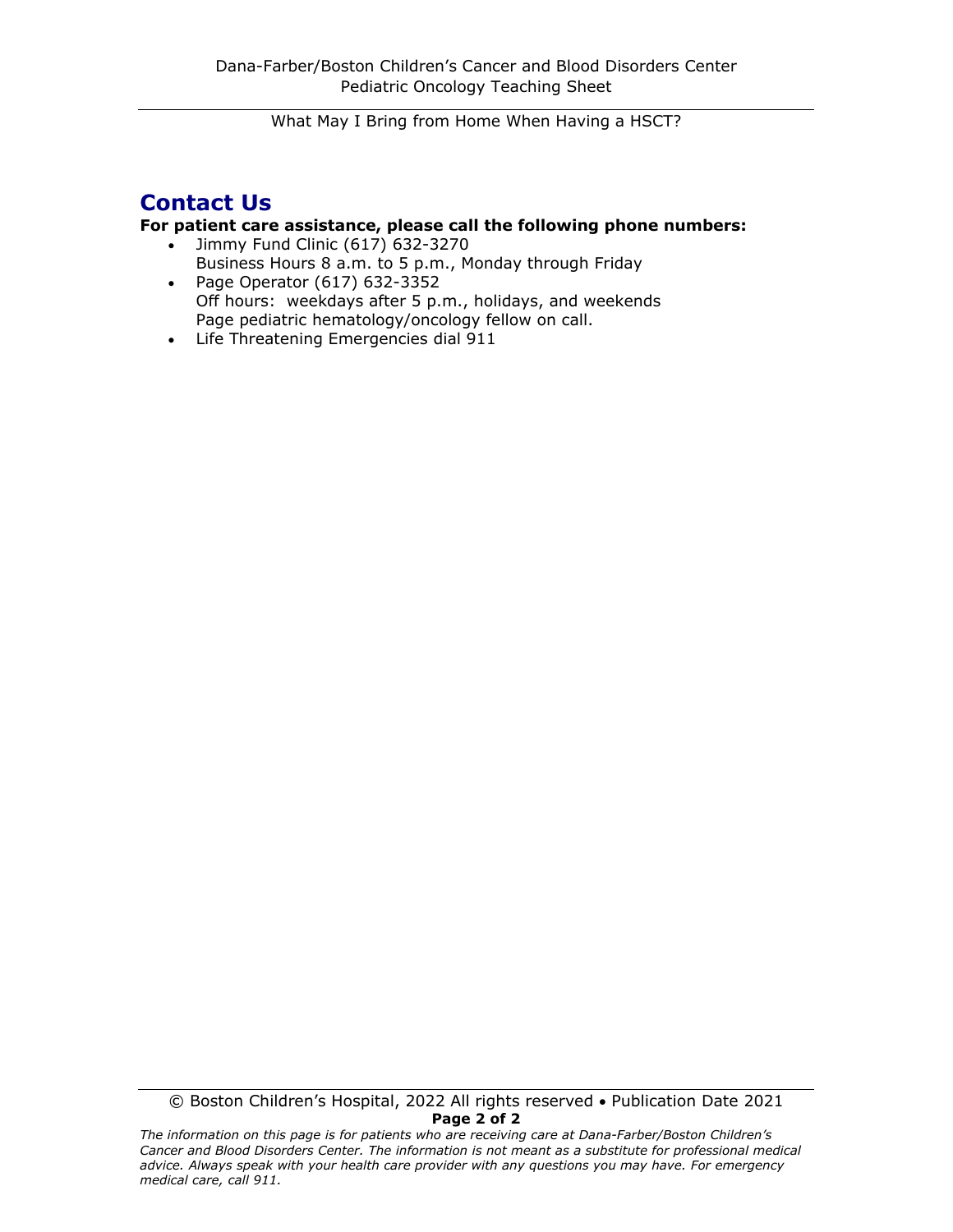## Contact Us

**For patient care assistance, please call the following phone numbers:**

- Jimmy Fund Clinic (617) 632-3270
  Business Hours 8 a.m. to 5 p.m., Monday through Friday
- Page Operator (617) 632-3352
  Off hours: weekdays after 5 p.m., holidays, and weekends
  Page pediatric hematology/oncology fellow on call.
- Life Threatening Emergencies dial 911

*The information on this page is for patients who are receiving care at Dana-Farber/Boston Children's Cancer and Blood Disorders Center. The information is not meant as a substitute for professional medical advice. Always speak with your health care provider with any questions you may have. For emergency medical care, call 911.*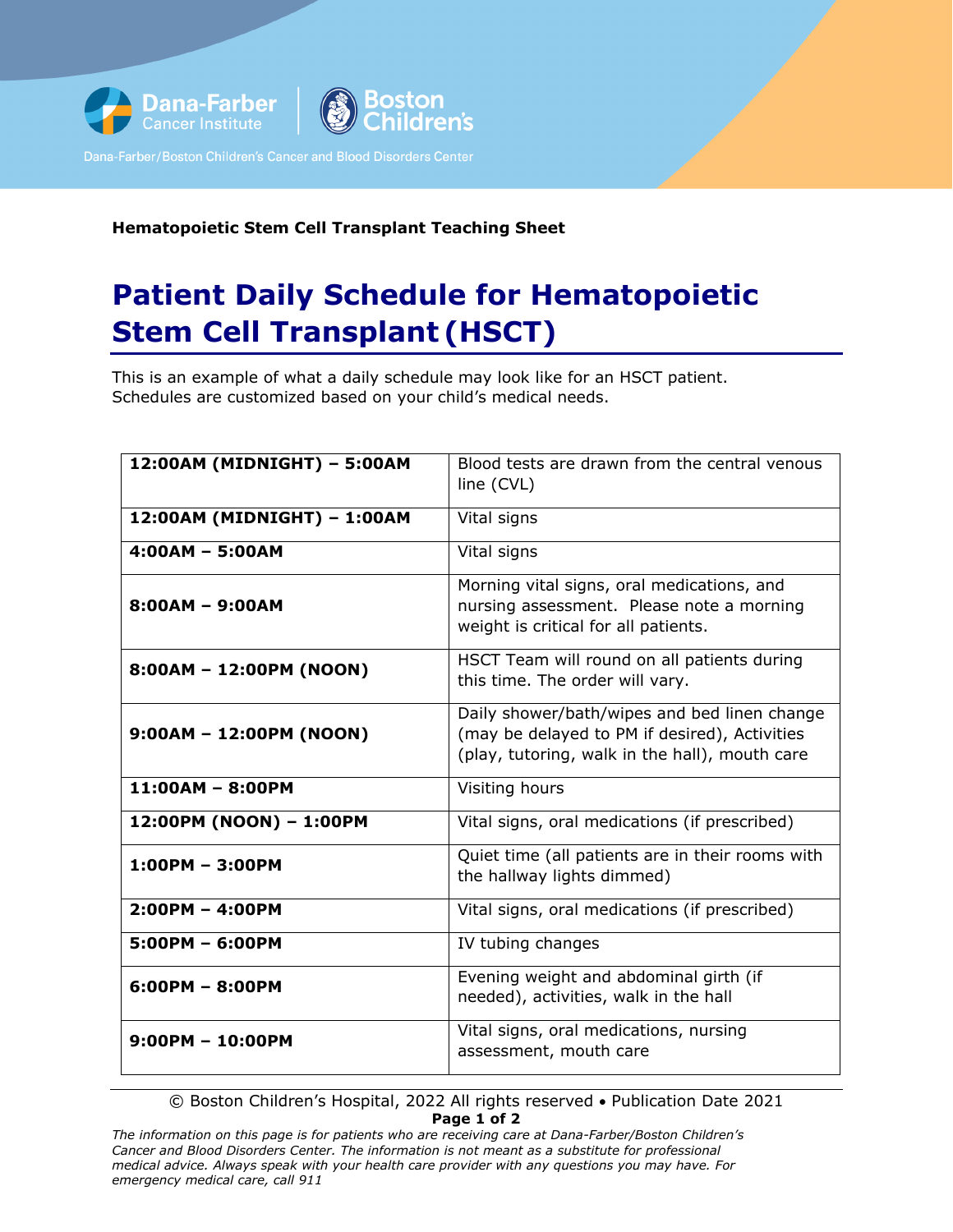Dana-Farber Cancer Institute | Boston Children's

Dana-Farber/Boston Children's Cancer and Blood Disorders Center

**Hematopoietic Stem Cell Transplant Teaching Sheet**

# Patient Daily Schedule for Hematopoietic Stem Cell Transplant (HSCT)

This is an example of what a daily schedule may look like for an HSCT patient. Schedules are customized based on your child's medical needs.

| | |
|---|---|
| **12:00AM (MIDNIGHT) – 5:00AM** | Blood tests are drawn from the central venous line (CVL) |
| **12:00AM (MIDNIGHT) – 1:00AM** | Vital signs |
| **4:00AM – 5:00AM** | Vital signs |
| **8:00AM – 9:00AM** | Morning vital signs, oral medications, and nursing assessment. Please note a morning weight is critical for all patients. |
| **8:00AM – 12:00PM (NOON)** | HSCT Team will round on all patients during this time. The order will vary. |
| **9:00AM – 12:00PM (NOON)** | Daily shower/bath/wipes and bed linen change (may be delayed to PM if desired), Activities (play, tutoring, walk in the hall), mouth care |
| **11:00AM – 8:00PM** | Visiting hours |
| **12:00PM (NOON) – 1:00PM** | Vital signs, oral medications (if prescribed) |
| **1:00PM – 3:00PM** | Quiet time (all patients are in their rooms with the hallway lights dimmed) |
| **2:00PM – 4:00PM** | Vital signs, oral medications (if prescribed) |
| **5:00PM – 6:00PM** | IV tubing changes |
| **6:00PM – 8:00PM** | Evening weight and abdominal girth (if needed), activities, walk in the hall |
| **9:00PM – 10:00PM** | Vital signs, oral medications, nursing assessment, mouth care |

© Boston Children's Hospital, 2022 All rights reserved • Publication Date 2021

*The information on this page is for patients who are receiving care at Dana-Farber/Boston Children's Cancer and Blood Disorders Center. The information is not meant as a substitute for professional medical advice. Always speak with your health care provider with any questions you may have. For emergency medical care, call 911*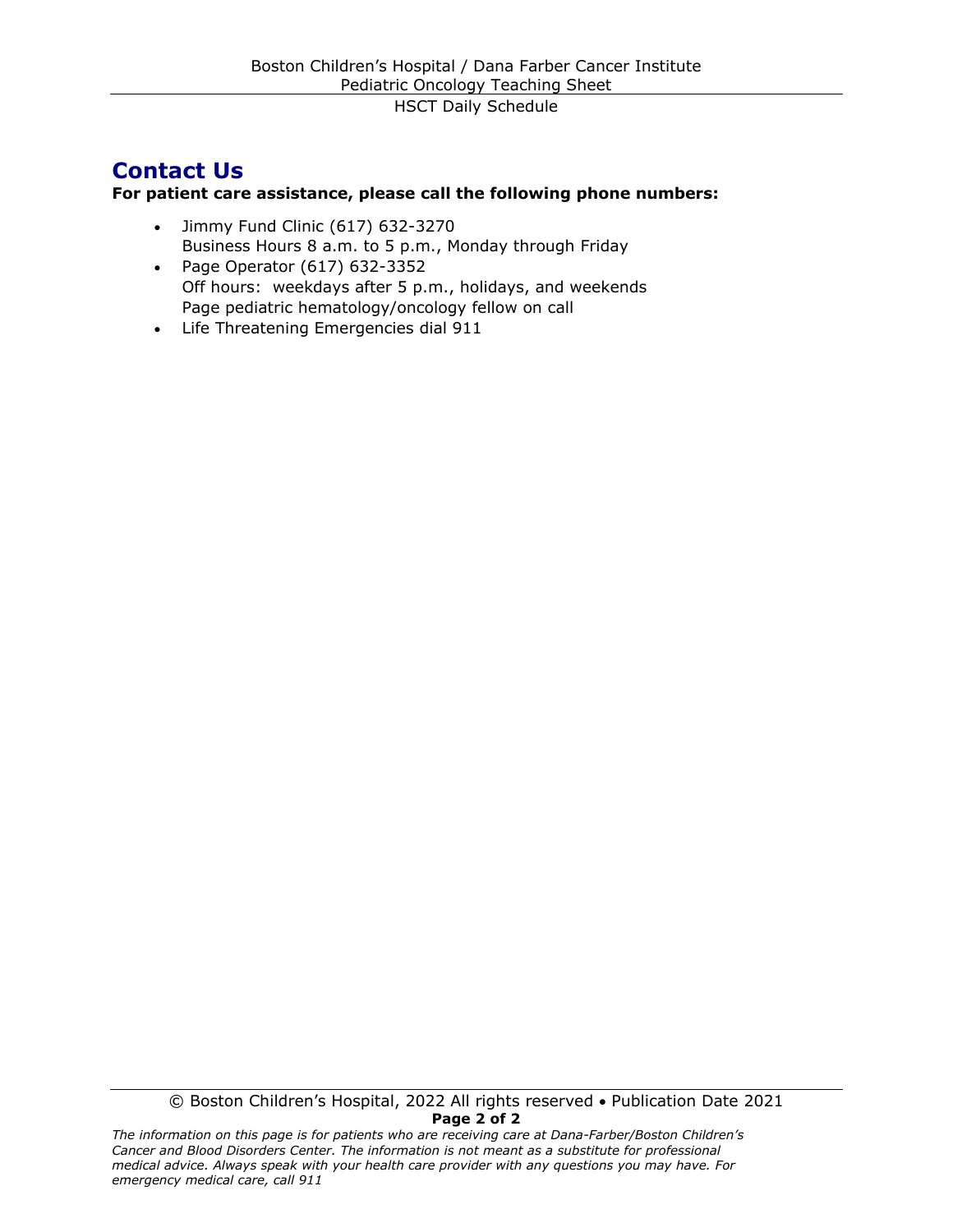## Contact Us

**For patient care assistance, please call the following phone numbers:**

- Jimmy Fund Clinic (617) 632-3270
  Business Hours 8 a.m. to 5 p.m., Monday through Friday
- Page Operator (617) 632-3352
  Off hours: weekdays after 5 p.m., holidays, and weekends
  Page pediatric hematology/oncology fellow on call
- Life Threatening Emergencies dial 911

© Boston Children's Hospital, 2022 All rights reserved • Publication Date 2021

*The information on this page is for patients who are receiving care at Dana-Farber/Boston Children's Cancer and Blood Disorders Center. The information is not meant as a substitute for professional medical advice. Always speak with your health care provider with any questions you may have. For emergency medical care, call 911*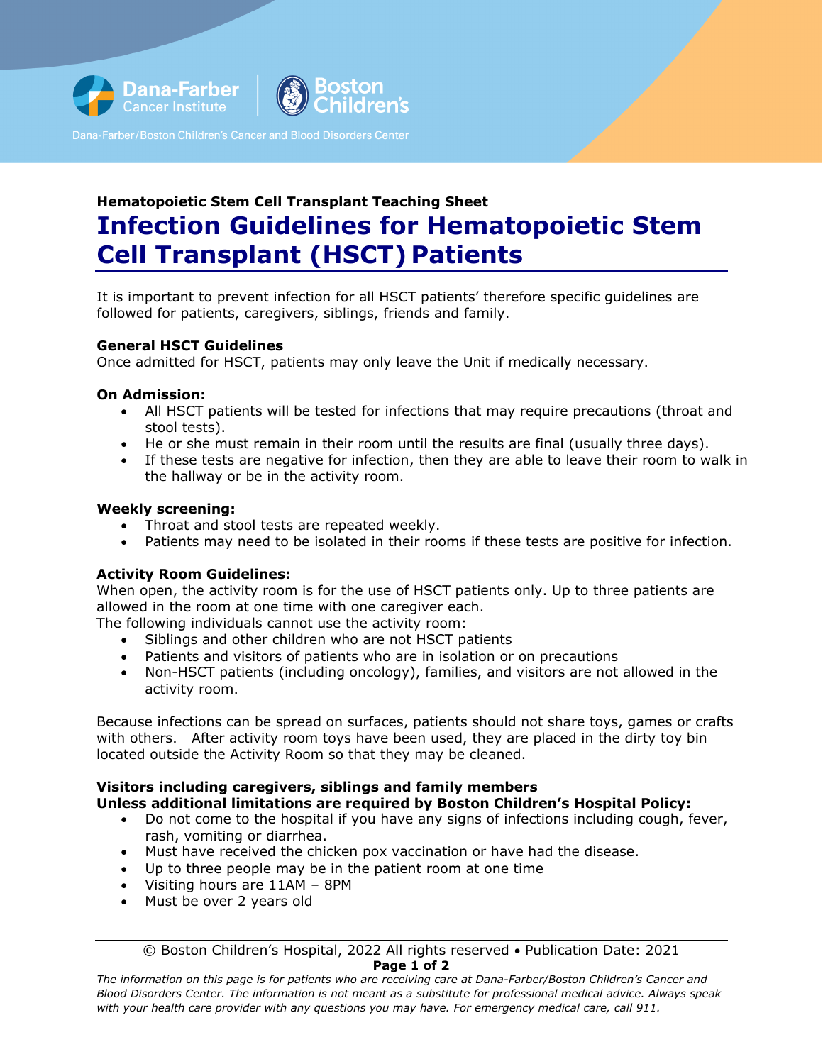Dana-Farber Cancer Institute | Boston Children's

Dana-Farber/Boston Children's Cancer and Blood Disorders Center

**Hematopoietic Stem Cell Transplant Teaching Sheet**

# Infection Guidelines for Hematopoietic Stem Cell Transplant (HSCT) Patients

It is important to prevent infection for all HSCT patients' therefore specific guidelines are followed for patients, caregivers, siblings, friends and family.

**General HSCT Guidelines**
Once admitted for HSCT, patients may only leave the Unit if medically necessary.

**On Admission:**

- All HSCT patients will be tested for infections that may require precautions (throat and stool tests).
- He or she must remain in their room until the results are final (usually three days).
- If these tests are negative for infection, then they are able to leave their room to walk in the hallway or be in the activity room.

**Weekly screening:**

- Throat and stool tests are repeated weekly.
- Patients may need to be isolated in their rooms if these tests are positive for infection.

**Activity Room Guidelines:**
When open, the activity room is for the use of HSCT patients only. Up to three patients are allowed in the room at one time with one caregiver each.
The following individuals cannot use the activity room:

- Siblings and other children who are not HSCT patients
- Patients and visitors of patients who are in isolation or on precautions
- Non-HSCT patients (including oncology), families, and visitors are not allowed in the activity room.

Because infections can be spread on surfaces, patients should not share toys, games or crafts with others. After activity room toys have been used, they are placed in the dirty toy bin located outside the Activity Room so that they may be cleaned.

**Visitors including caregivers, siblings and family members**
**Unless additional limitations are required by Boston Children's Hospital Policy:**

- Do not come to the hospital if you have any signs of infections including cough, fever, rash, vomiting or diarrhea.
- Must have received the chicken pox vaccination or have had the disease.
- Up to three people may be in the patient room at one time
- Visiting hours are 11AM – 8PM
- Must be over 2 years old

© Boston Children's Hospital, 2022 All rights reserved • Publication Date: 2021

*The information on this page is for patients who are receiving care at Dana-Farber/Boston Children's Cancer and Blood Disorders Center. The information is not meant as a substitute for professional medical advice. Always speak with your health care provider with any questions you may have. For emergency medical care, call 911.*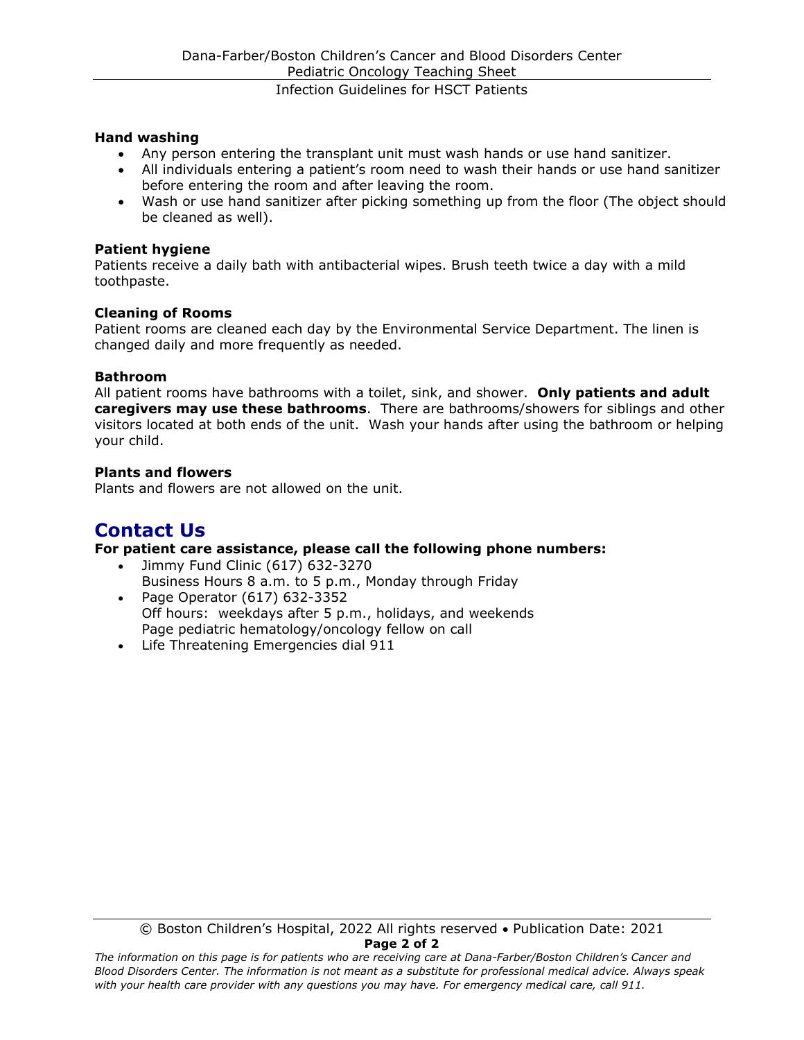### Hand washing

- Any person entering the transplant unit must wash hands or use hand sanitizer.
- All individuals entering a patient's room need to wash their hands or use hand sanitizer before entering the room and after leaving the room.
- Wash or use hand sanitizer after picking something up from the floor (The object should be cleaned as well).

### Patient hygiene

Patients receive a daily bath with antibacterial wipes. Brush teeth twice a day with a mild toothpaste.

### Cleaning of Rooms

Patient rooms are cleaned each day by the Environmental Service Department. The linen is changed daily and more frequently as needed.

### Bathroom

All patient rooms have bathrooms with a toilet, sink, and shower. **Only patients and adult caregivers may use these bathrooms**. There are bathrooms/showers for siblings and other visitors located at both ends of the unit. Wash your hands after using the bathroom or helping your child.

### Plants and flowers

Plants and flowers are not allowed on the unit.

## Contact Us

**For patient care assistance, please call the following phone numbers:**

- Jimmy Fund Clinic (617) 632-3270
  Business Hours 8 a.m. to 5 p.m., Monday through Friday
- Page Operator (617) 632-3352
  Off hours: weekdays after 5 p.m., holidays, and weekends
  Page pediatric hematology/oncology fellow on call
- Life Threatening Emergencies dial 911

© Boston Children's Hospital, 2022 All rights reserved • Publication Date: 2021

*The information on this page is for patients who are receiving care at Dana-Farber/Boston Children's Cancer and Blood Disorders Center. The information is not meant as a substitute for professional medical advice. Always speak with your health care provider with any questions you may have. For emergency medical care, call 911.*